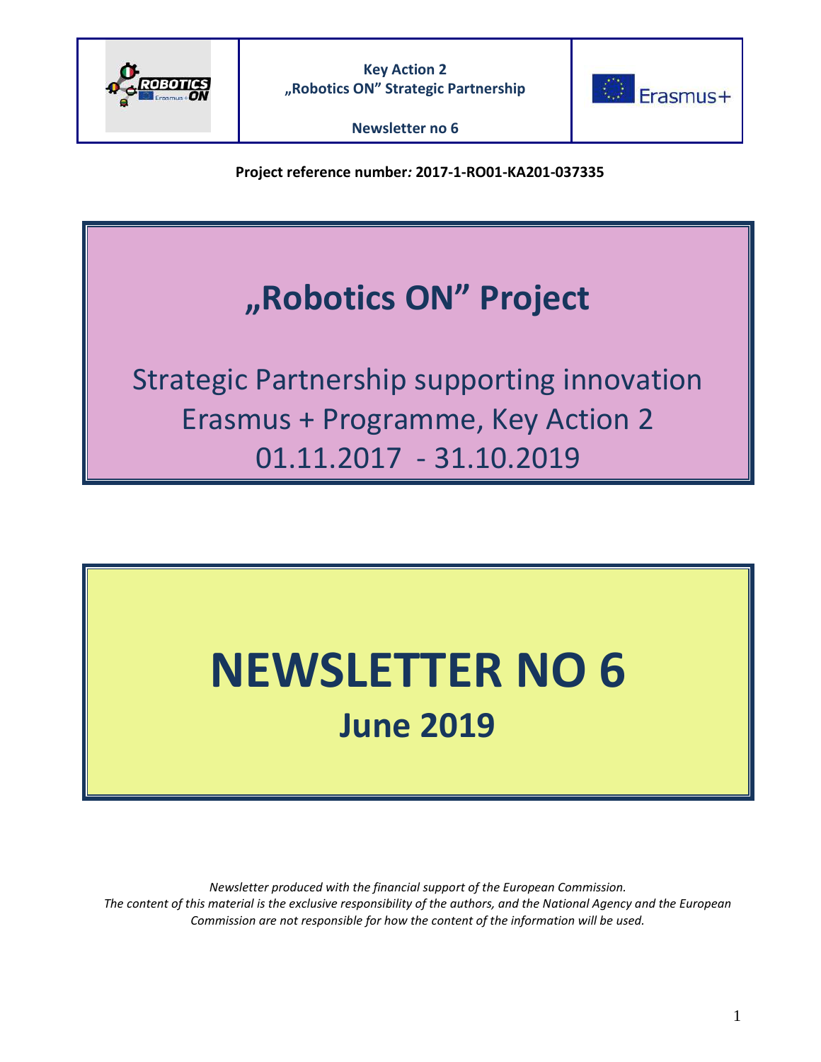| | Key Action 2<br>„Robotics ON" Strategic Partnership<br><br>Newsletter no 6 | |
|---|---|---|

**Project reference number: 2017-1-RO01-KA201-037335**

# „Robotics ON" Project

Strategic Partnership supporting innovation
Erasmus + Programme, Key Action 2
01.11.2017 - 31.10.2019

# NEWSLETTER NO 6

## June 2019

*Newsletter produced with the financial support of the European Commission.*
*The content of this material is the exclusive responsibility of the authors, and the National Agency and the European Commission are not responsible for how the content of the information will be used.*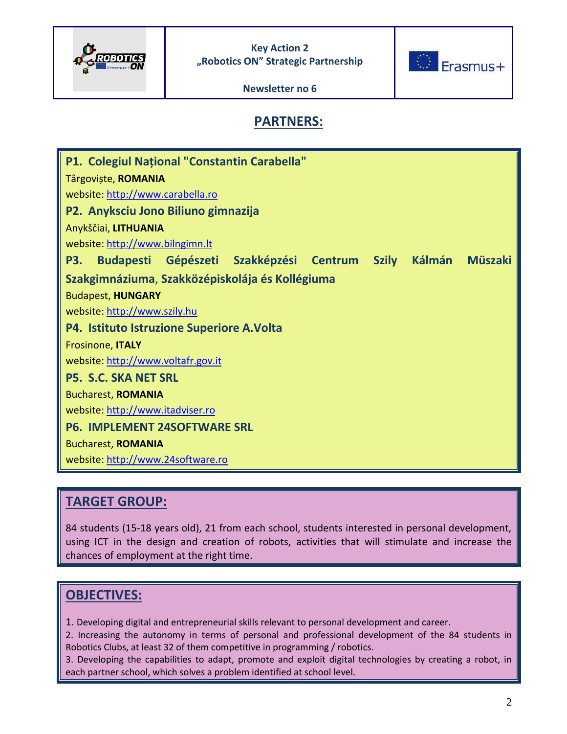## PARTNERS:

**P1. Colegiul Național "Constantin Carabella"**
Târgoviște, **ROMANIA**
website: http://www.carabella.ro

**P2. Anyksciu Jono Biliuno gimnazija**
Anykščiai, **LITHUANIA**
website: http://www.bilngimn.lt

**P3. Budapesti Gépészeti Szakképzési Centrum Szily Kálmán Müszaki Szakgimnáziuma, Szakközépiskolája és Kollégiuma**
Budapest, **HUNGARY**
website: http://www.szily.hu

**P4. Istituto Istruzione Superiore A.Volta**
Frosinone, **ITALY**
website: http://www.voltafr.gov.it

**P5. S.C. SKA NET SRL**
Bucharest, **ROMANIA**
website: http://www.itadviser.ro

**P6. IMPLEMENT 24SOFTWARE SRL**
Bucharest, **ROMANIA**
website: http://www.24software.ro

## TARGET GROUP:

84 students (15-18 years old), 21 from each school, students interested in personal development, using ICT in the design and creation of robots, activities that will stimulate and increase the chances of employment at the right time.

## OBJECTIVES:

1. Developing digital and entrepreneurial skills relevant to personal development and career.
2. Increasing the autonomy in terms of personal and professional development of the 84 students in Robotics Clubs, at least 32 of them competitive in programming / robotics.
3. Developing the capabilities to adapt, promote and exploit digital technologies by creating a robot, in each partner school, which solves a problem identified at school level.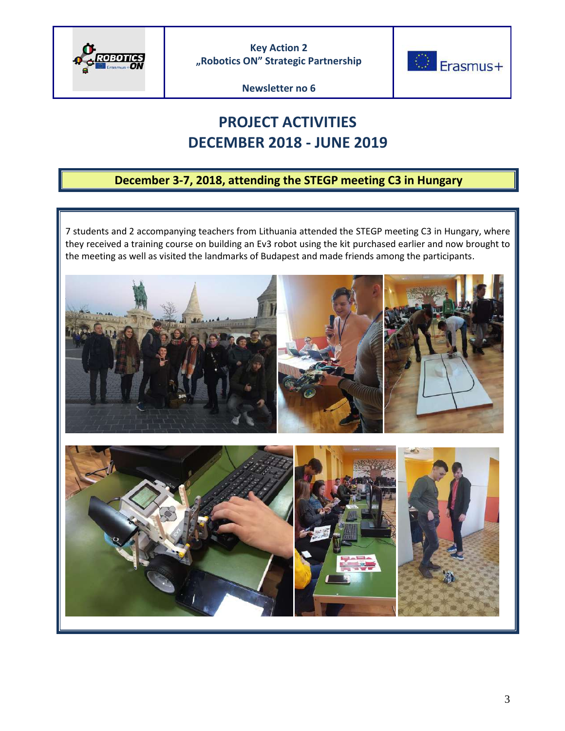# PROJECT ACTIVITIES DECEMBER 2018 - JUNE 2019

## December 3-7, 2018, attending the STEGP meeting C3 in Hungary

7 students and 2 accompanying teachers from Lithuania attended the STEGP meeting C3 in Hungary, where they received a training course on building an Ev3 robot using the kit purchased earlier and now brought to the meeting as well as visited the landmarks of Budapest and made friends among the participants.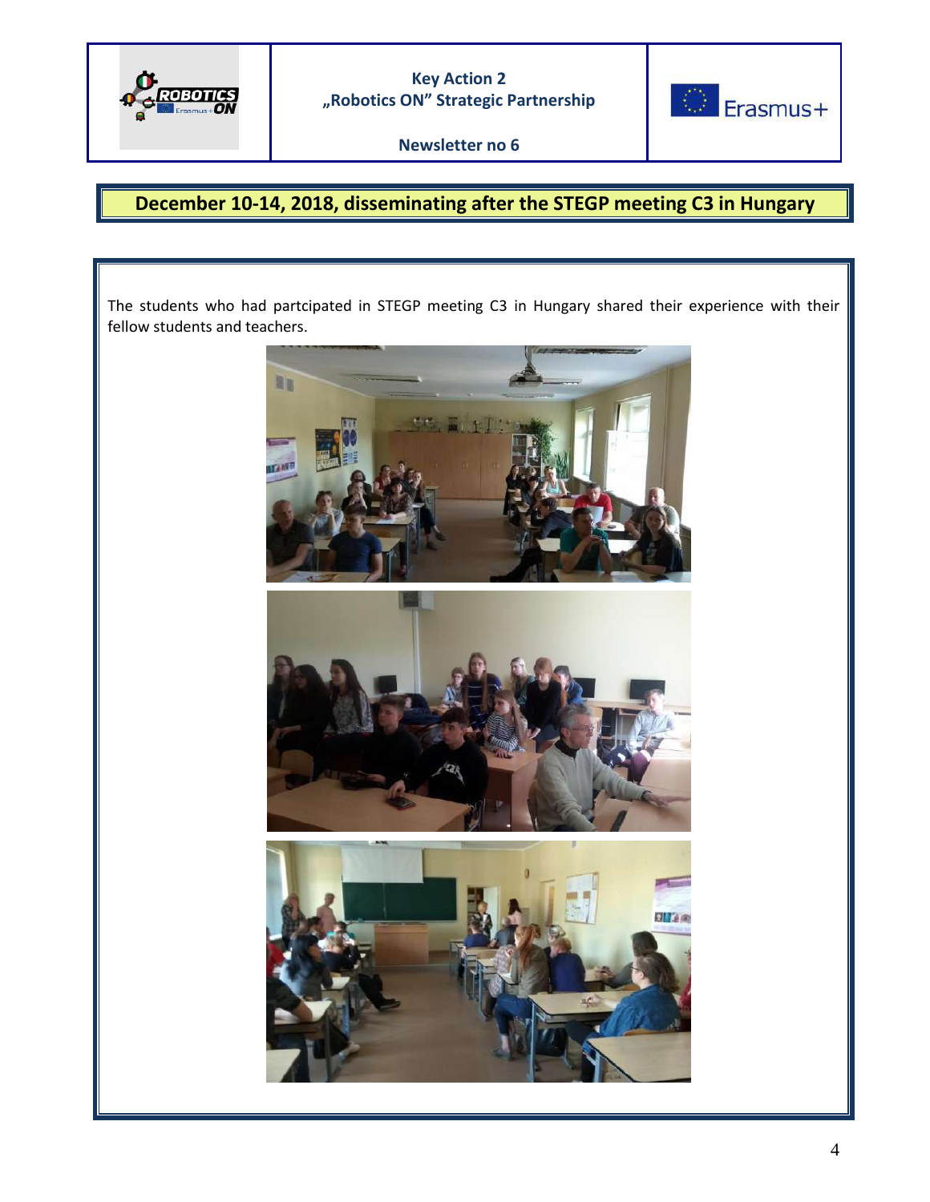Key Action 2
„Robotics ON" Strategic Partnership

Newsletter no 6

## December 10-14, 2018, disseminating after the STEGP meeting C3 in Hungary

The students who had partcipated in STEGP meeting C3 in Hungary shared their experience with their fellow students and teachers.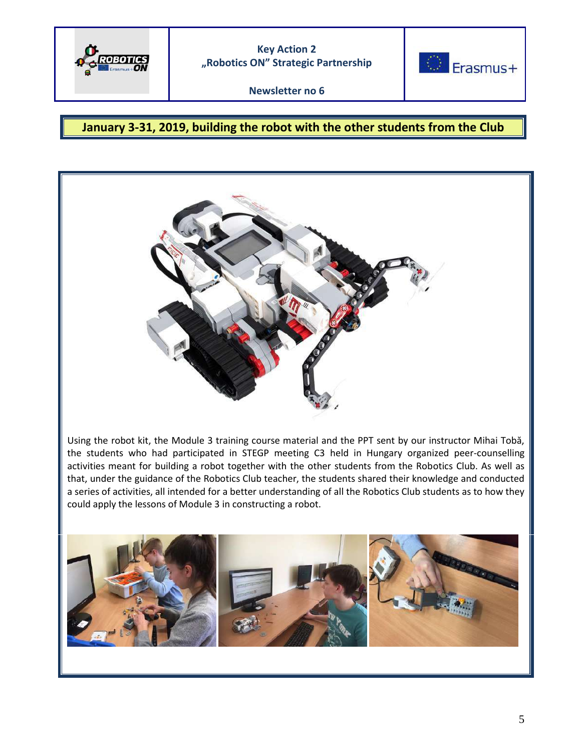## January 3-31, 2019, building the robot with the other students from the Club

Using the robot kit, the Module 3 training course material and the PPT sent by our instructor Mihai Tobă, the students who had participated in STEGP meeting C3 held in Hungary organized peer-counselling activities meant for building a robot together with the other students from the Robotics Club. As well as that, under the guidance of the Robotics Club teacher, the students shared their knowledge and conducted a series of activities, all intended for a better understanding of all the Robotics Club students as to how they could apply the lessons of Module 3 in constructing a robot.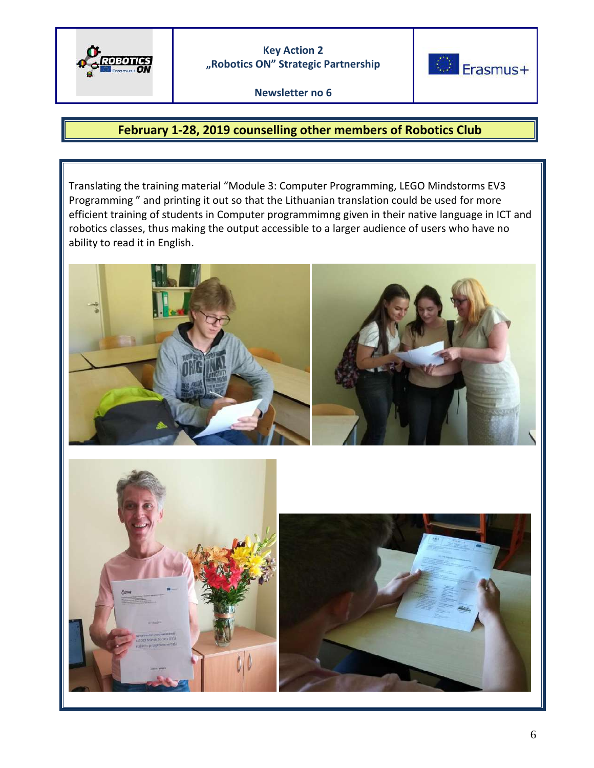## February 1-28, 2019 counselling other members of Robotics Club

Translating the training material "Module 3: Computer Programming, LEGO Mindstorms EV3 Programming " and printing it out so that the Lithuanian translation could be used for more efficient training of students in Computer programmimng given in their native language in ICT and robotics classes, thus making the output accessible to a larger audience of users who have no ability to read it in English.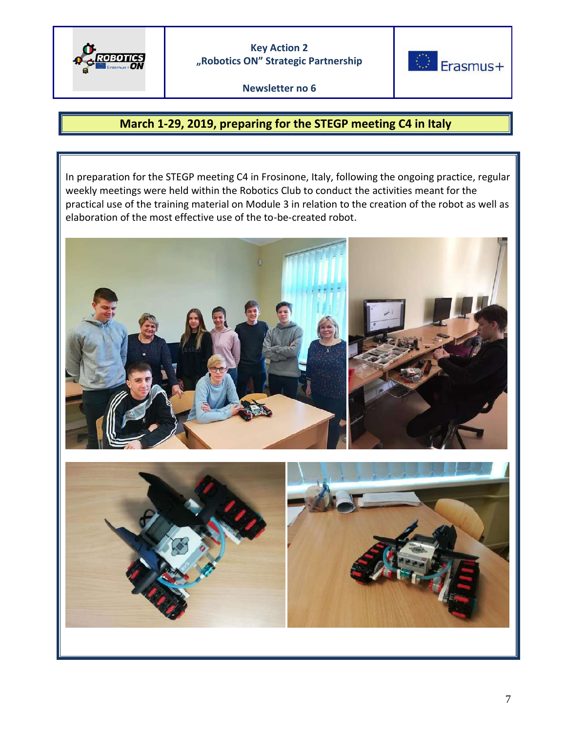Key Action 2
„Robotics ON" Strategic Partnership

Newsletter no 6

## March 1-29, 2019, preparing for the STEGP meeting C4 in Italy

In preparation for the STEGP meeting C4 in Frosinone, Italy, following the ongoing practice, regular weekly meetings were held within the Robotics Club to conduct the activities meant for the practical use of the training material on Module 3 in relation to the creation of the robot as well as elaboration of the most effective use of the to-be-created robot.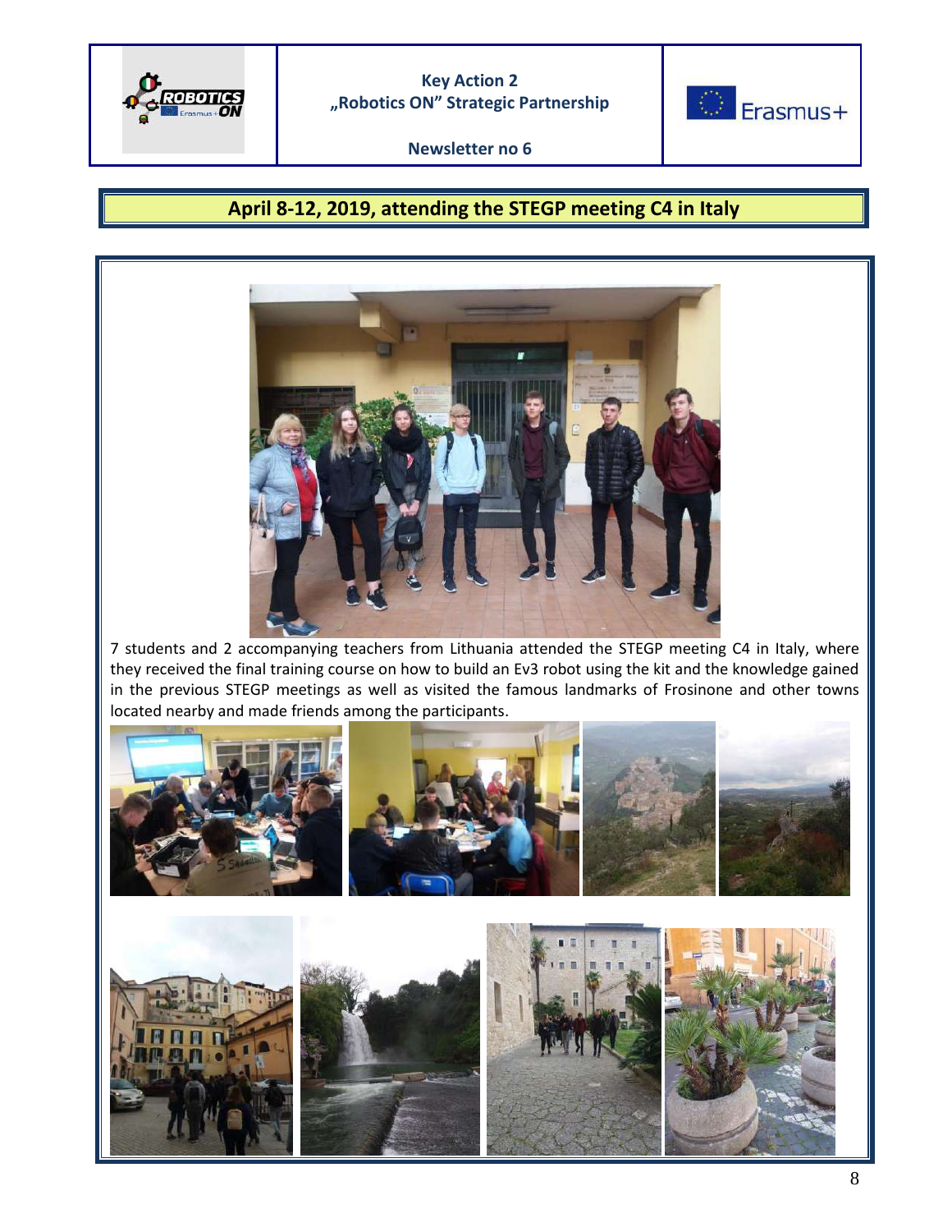# April 8-12, 2019, attending the STEGP meeting C4 in Italy

7 students and 2 accompanying teachers from Lithuania attended the STEGP meeting C4 in Italy, where they received the final training course on how to build an Ev3 robot using the kit and the knowledge gained in the previous STEGP meetings as well as visited the famous landmarks of Frosinone and other towns located nearby and made friends among the participants.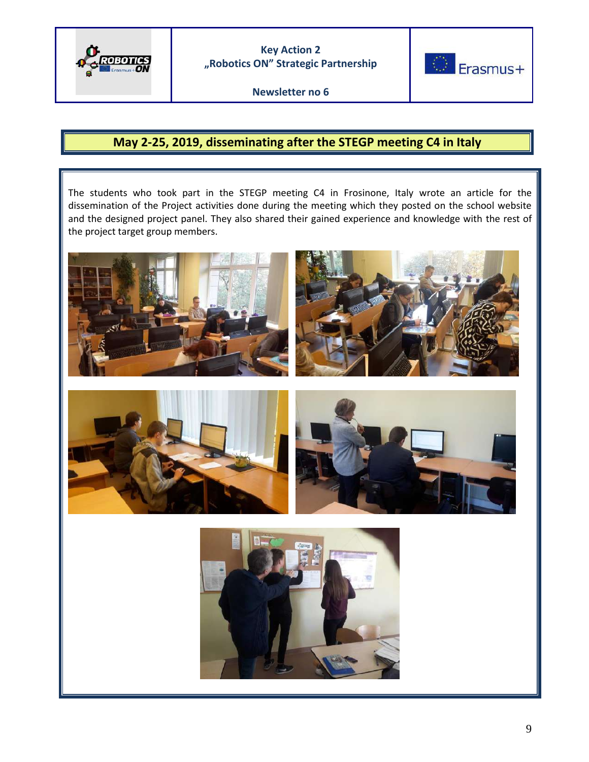## May 2-25, 2019, disseminating after the STEGP meeting C4 in Italy

The students who took part in the STEGP meeting C4 in Frosinone, Italy wrote an article for the dissemination of the Project activities done during the meeting which they posted on the school website and the designed project panel. They also shared their gained experience and knowledge with the rest of the project target group members.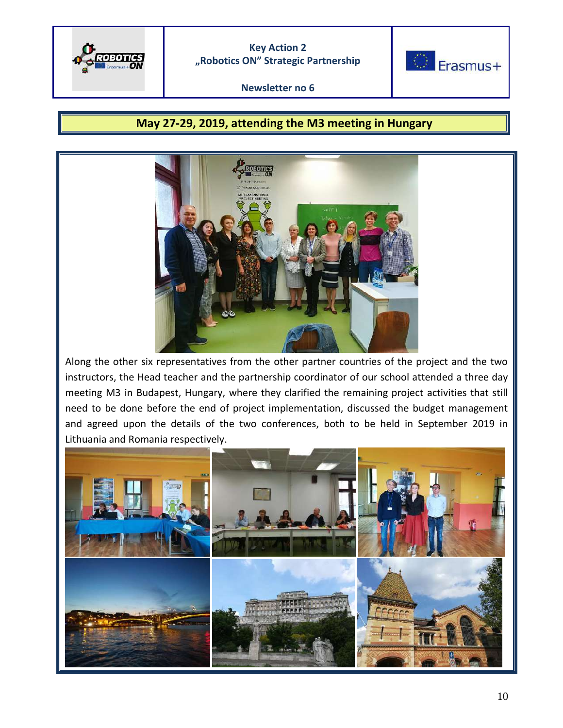| Key Action 2 „Robotics ON" Strategic Partnership | |
| --- | --- |
| Newsletter no 6 | |

## May 27-29, 2019, attending the M3 meeting in Hungary

Along the other six representatives from the other partner countries of the project and the two instructors, the Head teacher and the partnership coordinator of our school attended a three day meeting M3 in Budapest, Hungary, where they clarified the remaining project activities that still need to be done before the end of project implementation, discussed the budget management and agreed upon the details of the two conferences, both to be held in September 2019 in Lithuania and Romania respectively.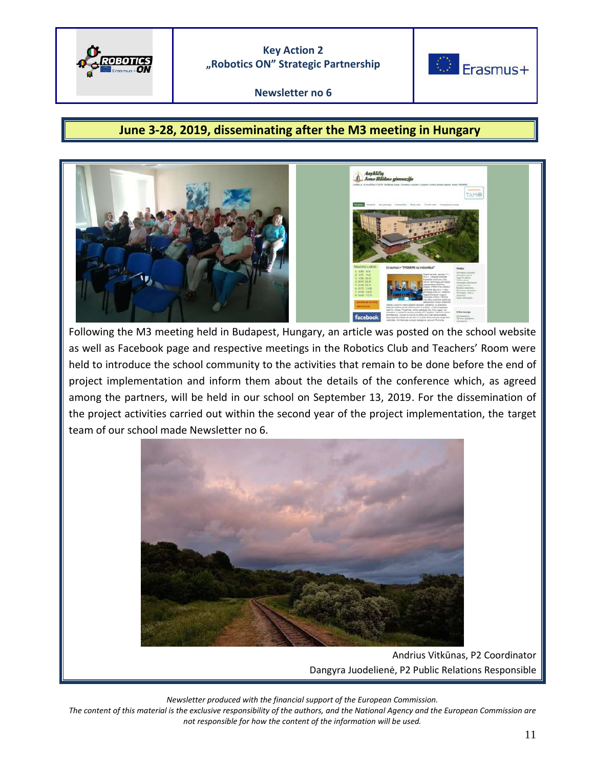Key Action 2
„Robotics ON" Strategic Partnership

Newsletter no 6

## June 3-28, 2019, disseminating after the M3 meeting in Hungary

Following the M3 meeting held in Budapest, Hungary, an article was posted on the school website as well as Facebook page and respective meetings in the Robotics Club and Teachers' Room were held to introduce the school community to the activities that remain to be done before the end of project implementation and inform them about the details of the conference which, as agreed among the partners, will be held in our school on September 13, 2019. For the dissemination of the project activities carried out within the second year of the project implementation, the target team of our school made Newsletter no 6.

Andrius Vitkūnas, P2 Coordinator
Dangyra Juodelienė, P2 Public Relations Responsible

*Newsletter produced with the financial support of the European Commission.*
*The content of this material is the exclusive responsibility of the authors, and the National Agency and the European Commission are not responsible for how the content of the information will be used.*